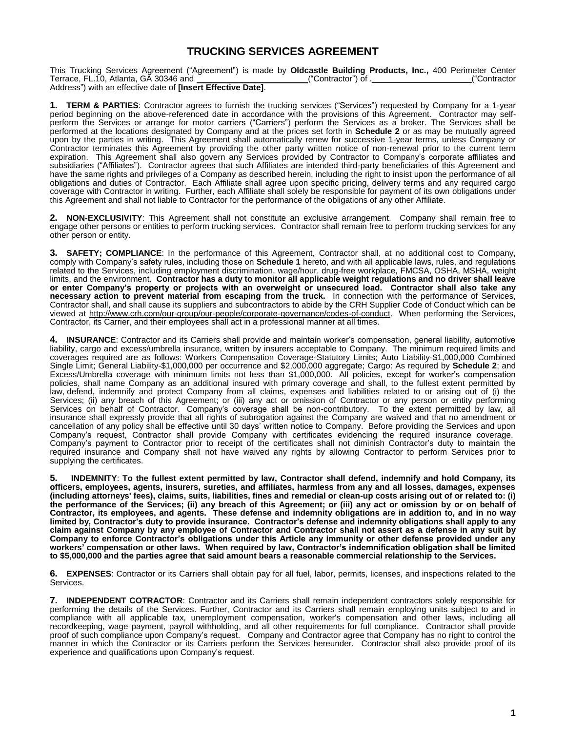# TRUCKING SERVICES AGREEMENT

This Trucking Services Agreement ("Agreement") is made by **Oldcastle Building Products, Inc.,** 400 Perimeter Center Terrace, FL.10, Atlanta, GA 30346 and ________________________("Contractor") of .____________________("Contractor Address") with an effective date of **[Insert Effective Date]**.

**1. TERM & PARTIES**: Contractor agrees to furnish the trucking services ("Services") requested by Company for a 1-year period beginning on the above-referenced date in accordance with the provisions of this Agreement. Contractor may self-perform the Services or arrange for motor carriers ("Carriers") perform the Services as a broker. The Services shall be performed at the locations designated by Company and at the prices set forth in **Schedule 2** or as may be mutually agreed upon by the parties in writing. This Agreement shall automatically renew for successive 1-year terms, unless Company or Contractor terminates this Agreement by providing the other party written notice of non-renewal prior to the current term expiration. This Agreement shall also govern any Services provided by Contractor to Company's corporate affiliates and subsidiaries ("Affiliates"). Contractor agrees that such Affiliates are intended third-party beneficiaries of this Agreement and have the same rights and privileges of a Company as described herein, including the right to insist upon the performance of all obligations and duties of Contractor. Each Affiliate shall agree upon specific pricing, delivery terms and any required cargo coverage with Contractor in writing. Further, each Affiliate shall solely be responsible for payment of its own obligations under this Agreement and shall not liable to Contractor for the performance of the obligations of any other Affiliate.

**2. NON-EXCLUSIVITY**: This Agreement shall not constitute an exclusive arrangement. Company shall remain free to engage other persons or entities to perform trucking services. Contractor shall remain free to perform trucking services for any other person or entity.

**3. SAFETY; COMPLIANCE**: In the performance of this Agreement, Contractor shall, at no additional cost to Company, comply with Company's safety rules, including those on **Schedule 1** hereto, and with all applicable laws, rules, and regulations related to the Services, including employment discrimination, wage/hour, drug-free workplace, FMCSA, OSHA, MSHA, weight limits, and the environment. **Contractor has a duty to monitor all applicable weight regulations and no driver shall leave or enter Company's property or projects with an overweight or unsecured load. Contractor shall also take any necessary action to prevent material from escaping from the truck.** In connection with the performance of Services, Contractor shall, and shall cause its suppliers and subcontractors to abide by the CRH Supplier Code of Conduct which can be viewed at http://www.crh.com/our-group/our-people/corporate-governance/codes-of-conduct. When performing the Services, Contractor, its Carrier, and their employees shall act in a professional manner at all times.

**4. INSURANCE**: Contractor and its Carriers shall provide and maintain worker's compensation, general liability, automotive liability, cargo and excess/umbrella insurance, written by insurers acceptable to Company. The minimum required limits and coverages required are as follows: Workers Compensation Coverage-Statutory Limits; Auto Liability-$1,000,000 Combined Single Limit; General Liability-$1,000,000 per occurrence and $2,000,000 aggregate; Cargo: As required by **Schedule 2**; and Excess/Umbrella coverage with minimum limits not less than $1,000,000. All policies, except for worker's compensation policies, shall name Company as an additional insured with primary coverage and shall, to the fullest extent permitted by law, defend, indemnify and protect Company from all claims, expenses and liabilities related to or arising out of (i) the Services; (ii) any breach of this Agreement; or (iii) any act or omission of Contractor or any person or entity performing Services on behalf of Contractor. Company's coverage shall be non-contributory. To the extent permitted by law, all insurance shall expressly provide that all rights of subrogation against the Company are waived and that no amendment or cancellation of any policy shall be effective until 30 days' written notice to Company. Before providing the Services and upon Company's request, Contractor shall provide Company with certificates evidencing the required insurance coverage. Company's payment to Contractor prior to receipt of the certificates shall not diminish Contractor's duty to maintain the required insurance and Company shall not have waived any rights by allowing Contractor to perform Services prior to supplying the certificates.

**5. INDEMNITY**: **To the fullest extent permitted by law, Contractor shall defend, indemnify and hold Company, its officers, employees, agents, insurers, sureties, and affiliates, harmless from any and all losses, damages, expenses (including attorneys' fees), claims, suits, liabilities, fines and remedial or clean-up costs arising out of or related to: (i) the performance of the Services; (ii) any breach of this Agreement; or (iii) any act or omission by or on behalf of Contractor, its employees, and agents. These defense and indemnity obligations are in addition to, and in no way limited by, Contractor's duty to provide insurance. Contractor's defense and indemnity obligations shall apply to any claim against Company by any employee of Contractor and Contractor shall not assert as a defense in any suit by Company to enforce Contractor's obligations under this Article any immunity or other defense provided under any workers' compensation or other laws. When required by law, Contractor's indemnification obligation shall be limited to $5,000,000 and the parties agree that said amount bears a reasonable commercial relationship to the Services.**

**6. EXPENSES**: Contractor or its Carriers shall obtain pay for all fuel, labor, permits, licenses, and inspections related to the Services.

**7. INDEPENDENT COTRACTOR**: Contractor and its Carriers shall remain independent contractors solely responsible for performing the details of the Services. Further, Contractor and its Carriers shall remain employing units subject to and in compliance with all applicable tax, unemployment compensation, worker's compensation and other laws, including all recordkeeping, wage payment, payroll withholding, and all other requirements for full compliance. Contractor shall provide proof of such compliance upon Company's request. Company and Contractor agree that Company has no right to control the manner in which the Contractor or its Carriers perform the Services hereunder. Contractor shall also provide proof of its experience and qualifications upon Company's request.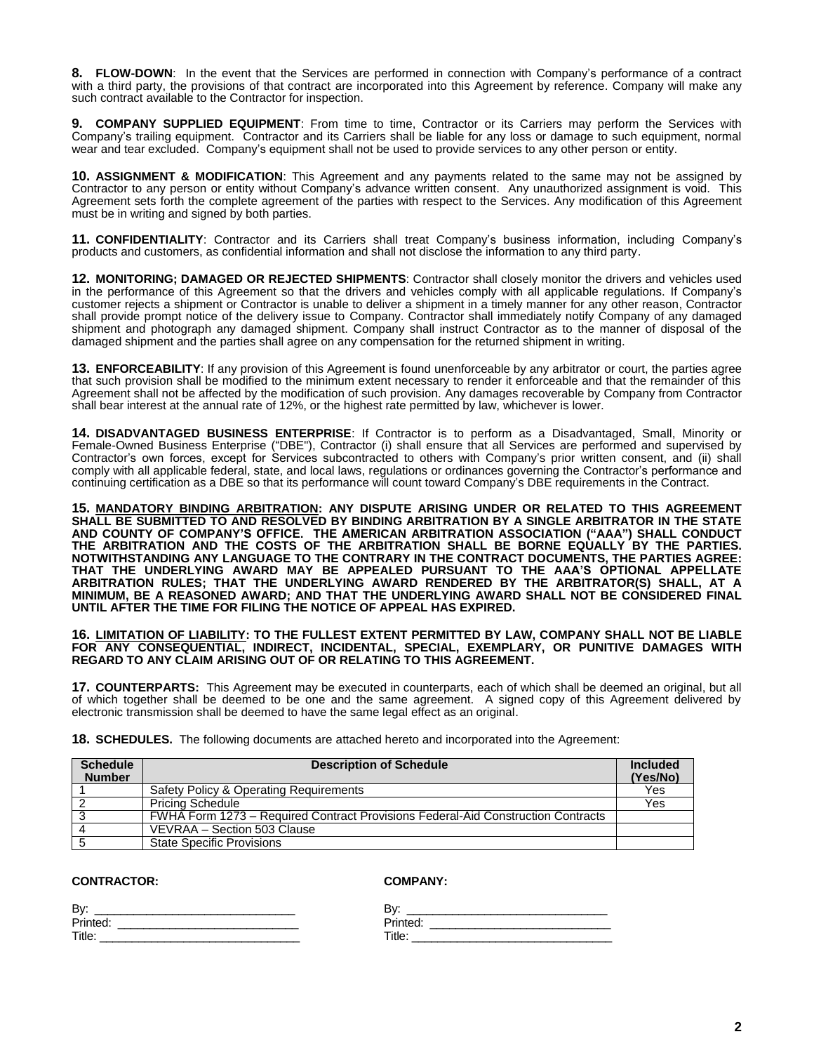**8. FLOW-DOWN**: In the event that the Services are performed in connection with Company's performance of a contract with a third party, the provisions of that contract are incorporated into this Agreement by reference. Company will make any such contract available to the Contractor for inspection.

**9. COMPANY SUPPLIED EQUIPMENT**: From time to time, Contractor or its Carriers may perform the Services with Company's trailing equipment. Contractor and its Carriers shall be liable for any loss or damage to such equipment, normal wear and tear excluded. Company's equipment shall not be used to provide services to any other person or entity.

**10. ASSIGNMENT & MODIFICATION**: This Agreement and any payments related to the same may not be assigned by Contractor to any person or entity without Company's advance written consent. Any unauthorized assignment is void. This Agreement sets forth the complete agreement of the parties with respect to the Services. Any modification of this Agreement must be in writing and signed by both parties.

**11. CONFIDENTIALITY**: Contractor and its Carriers shall treat Company's business information, including Company's products and customers, as confidential information and shall not disclose the information to any third party.

**12. MONITORING; DAMAGED OR REJECTED SHIPMENTS**: Contractor shall closely monitor the drivers and vehicles used in the performance of this Agreement so that the drivers and vehicles comply with all applicable regulations. If Company's customer rejects a shipment or Contractor is unable to deliver a shipment in a timely manner for any other reason, Contractor shall provide prompt notice of the delivery issue to Company. Contractor shall immediately notify Company of any damaged shipment and photograph any damaged shipment. Company shall instruct Contractor as to the manner of disposal of the damaged shipment and the parties shall agree on any compensation for the returned shipment in writing.

**13. ENFORCEABILITY**: If any provision of this Agreement is found unenforceable by any arbitrator or court, the parties agree that such provision shall be modified to the minimum extent necessary to render it enforceable and that the remainder of this Agreement shall not be affected by the modification of such provision. Any damages recoverable by Company from Contractor shall bear interest at the annual rate of 12%, or the highest rate permitted by law, whichever is lower.

**14. DISADVANTAGED BUSINESS ENTERPRISE**: If Contractor is to perform as a Disadvantaged, Small, Minority or Female-Owned Business Enterprise ("DBE"), Contractor (i) shall ensure that all Services are performed and supervised by Contractor's own forces, except for Services subcontracted to others with Company's prior written consent, and (ii) shall comply with all applicable federal, state, and local laws, regulations or ordinances governing the Contractor's performance and continuing certification as a DBE so that its performance will count toward Company's DBE requirements in the Contract.

**15. <u>MANDATORY BINDING ARBITRATION</u>: ANY DISPUTE ARISING UNDER OR RELATED TO THIS AGREEMENT SHALL BE SUBMITTED TO AND RESOLVED BY BINDING ARBITRATION BY A SINGLE ARBITRATOR IN THE STATE AND COUNTY OF COMPANY'S OFFICE. THE AMERICAN ARBITRATION ASSOCIATION ("AAA") SHALL CONDUCT THE ARBITRATION AND THE COSTS OF THE ARBITRATION SHALL BE BORNE EQUALLY BY THE PARTIES. NOTWITHSTANDING ANY LANGUAGE TO THE CONTRARY IN THE CONTRACT DOCUMENTS, THE PARTIES AGREE: THAT THE UNDERLYING AWARD MAY BE APPEALED PURSUANT TO THE AAA'S OPTIONAL APPELLATE ARBITRATION RULES; THAT THE UNDERLYING AWARD RENDERED BY THE ARBITRATOR(S) SHALL, AT A MINIMUM, BE A REASONED AWARD; AND THAT THE UNDERLYING AWARD SHALL NOT BE CONSIDERED FINAL UNTIL AFTER THE TIME FOR FILING THE NOTICE OF APPEAL HAS EXPIRED.**

**16. <u>LIMITATION OF LIABILITY</u>: TO THE FULLEST EXTENT PERMITTED BY LAW, COMPANY SHALL NOT BE LIABLE FOR ANY CONSEQUENTIAL, INDIRECT, INCIDENTAL, SPECIAL, EXEMPLARY, OR PUNITIVE DAMAGES WITH REGARD TO ANY CLAIM ARISING OUT OF OR RELATING TO THIS AGREEMENT.**

**17. COUNTERPARTS:** This Agreement may be executed in counterparts, each of which shall be deemed an original, but all of which together shall be deemed to be one and the same agreement. A signed copy of this Agreement delivered by electronic transmission shall be deemed to have the same legal effect as an original.

**18. SCHEDULES.** The following documents are attached hereto and incorporated into the Agreement:

| Schedule Number | Description of Schedule | Included (Yes/No) |
|---|---|---|
| 1 | Safety Policy & Operating Requirements | Yes |
| 2 | Pricing Schedule | Yes |
| 3 | FWHA Form 1273 – Required Contract Provisions Federal-Aid Construction Contracts | |
| 4 | VEVRAA – Section 503 Clause | |
| 5 | State Specific Provisions | |

**CONTRACTOR:**

By: ______________________________
Printed: ___________________________
Title: _____________________________

**COMPANY:**

By: ______________________________
Printed: ___________________________
Title: _____________________________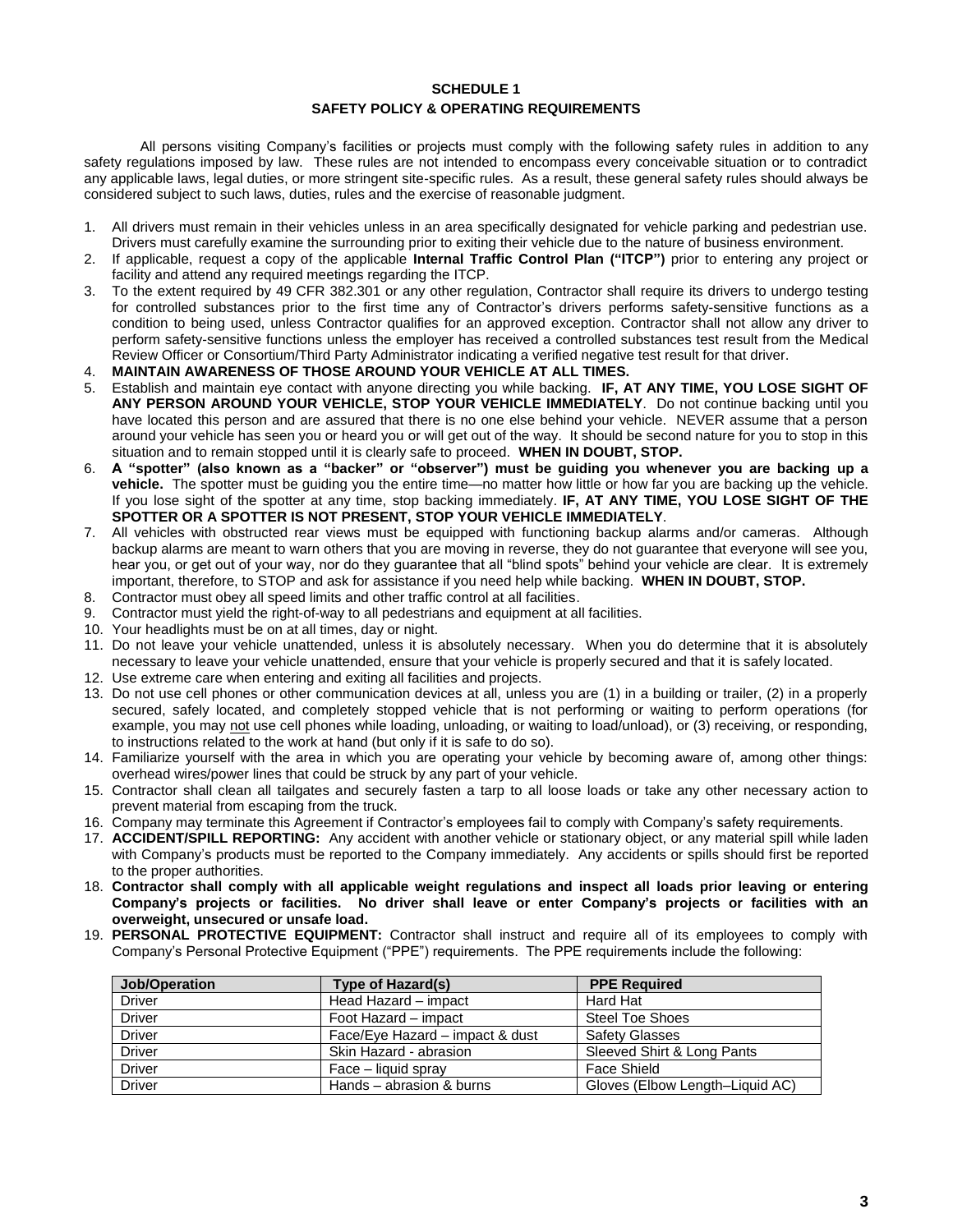# SCHEDULE 1

## SAFETY POLICY & OPERATING REQUIREMENTS

All persons visiting Company's facilities or projects must comply with the following safety rules in addition to any safety regulations imposed by law. These rules are not intended to encompass every conceivable situation or to contradict any applicable laws, legal duties, or more stringent site-specific rules. As a result, these general safety rules should always be considered subject to such laws, duties, rules and the exercise of reasonable judgment.

1. All drivers must remain in their vehicles unless in an area specifically designated for vehicle parking and pedestrian use. Drivers must carefully examine the surrounding prior to exiting their vehicle due to the nature of business environment.
2. If applicable, request a copy of the applicable **Internal Traffic Control Plan ("ITCP")** prior to entering any project or facility and attend any required meetings regarding the ITCP.
3. To the extent required by 49 CFR 382.301 or any other regulation, Contractor shall require its drivers to undergo testing for controlled substances prior to the first time any of Contractor's drivers performs safety-sensitive functions as a condition to being used, unless Contractor qualifies for an approved exception. Contractor shall not allow any driver to perform safety-sensitive functions unless the employer has received a controlled substances test result from the Medical Review Officer or Consortium/Third Party Administrator indicating a verified negative test result for that driver.
4. **MAINTAIN AWARENESS OF THOSE AROUND YOUR VEHICLE AT ALL TIMES.**
5. Establish and maintain eye contact with anyone directing you while backing. **IF, AT ANY TIME, YOU LOSE SIGHT OF ANY PERSON AROUND YOUR VEHICLE, STOP YOUR VEHICLE IMMEDIATELY**. Do not continue backing until you have located this person and are assured that there is no one else behind your vehicle. NEVER assume that a person around your vehicle has seen you or heard you or will get out of the way. It should be second nature for you to stop in this situation and to remain stopped until it is clearly safe to proceed. **WHEN IN DOUBT, STOP.**
6. **A "spotter" (also known as a "backer" or "observer") must be guiding you whenever you are backing up a vehicle.** The spotter must be guiding you the entire time—no matter how little or how far you are backing up the vehicle. If you lose sight of the spotter at any time, stop backing immediately. **IF, AT ANY TIME, YOU LOSE SIGHT OF THE SPOTTER OR A SPOTTER IS NOT PRESENT, STOP YOUR VEHICLE IMMEDIATELY**.
7. All vehicles with obstructed rear views must be equipped with functioning backup alarms and/or cameras. Although backup alarms are meant to warn others that you are moving in reverse, they do not guarantee that everyone will see you, hear you, or get out of your way, nor do they guarantee that all "blind spots" behind your vehicle are clear. It is extremely important, therefore, to STOP and ask for assistance if you need help while backing. **WHEN IN DOUBT, STOP.**
8. Contractor must obey all speed limits and other traffic control at all facilities.
9. Contractor must yield the right-of-way to all pedestrians and equipment at all facilities.
10. Your headlights must be on at all times, day or night.
11. Do not leave your vehicle unattended, unless it is absolutely necessary. When you do determine that it is absolutely necessary to leave your vehicle unattended, ensure that your vehicle is properly secured and that it is safely located.
12. Use extreme care when entering and exiting all facilities and projects.
13. Do not use cell phones or other communication devices at all, unless you are (1) in a building or trailer, (2) in a properly secured, safely located, and completely stopped vehicle that is not performing or waiting to perform operations (for example, you may not use cell phones while loading, unloading, or waiting to load/unload), or (3) receiving, or responding, to instructions related to the work at hand (but only if it is safe to do so).
14. Familiarize yourself with the area in which you are operating your vehicle by becoming aware of, among other things: overhead wires/power lines that could be struck by any part of your vehicle.
15. Contractor shall clean all tailgates and securely fasten a tarp to all loose loads or take any other necessary action to prevent material from escaping from the truck.
16. Company may terminate this Agreement if Contractor's employees fail to comply with Company's safety requirements.
17. **ACCIDENT/SPILL REPORTING:** Any accident with another vehicle or stationary object, or any material spill while laden with Company's products must be reported to the Company immediately. Any accidents or spills should first be reported to the proper authorities.
18. **Contractor shall comply with all applicable weight regulations and inspect all loads prior leaving or entering Company's projects or facilities. No driver shall leave or enter Company's projects or facilities with an overweight, unsecured or unsafe load.**
19. **PERSONAL PROTECTIVE EQUIPMENT:** Contractor shall instruct and require all of its employees to comply with Company's Personal Protective Equipment ("PPE") requirements. The PPE requirements include the following:

| Job/Operation | Type of Hazard(s) | PPE Required |
|---|---|---|
| Driver | Head Hazard – impact | Hard Hat |
| Driver | Foot Hazard – impact | Steel Toe Shoes |
| Driver | Face/Eye Hazard – impact & dust | Safety Glasses |
| Driver | Skin Hazard - abrasion | Sleeved Shirt & Long Pants |
| Driver | Face – liquid spray | Face Shield |
| Driver | Hands – abrasion & burns | Gloves (Elbow Length–Liquid AC) |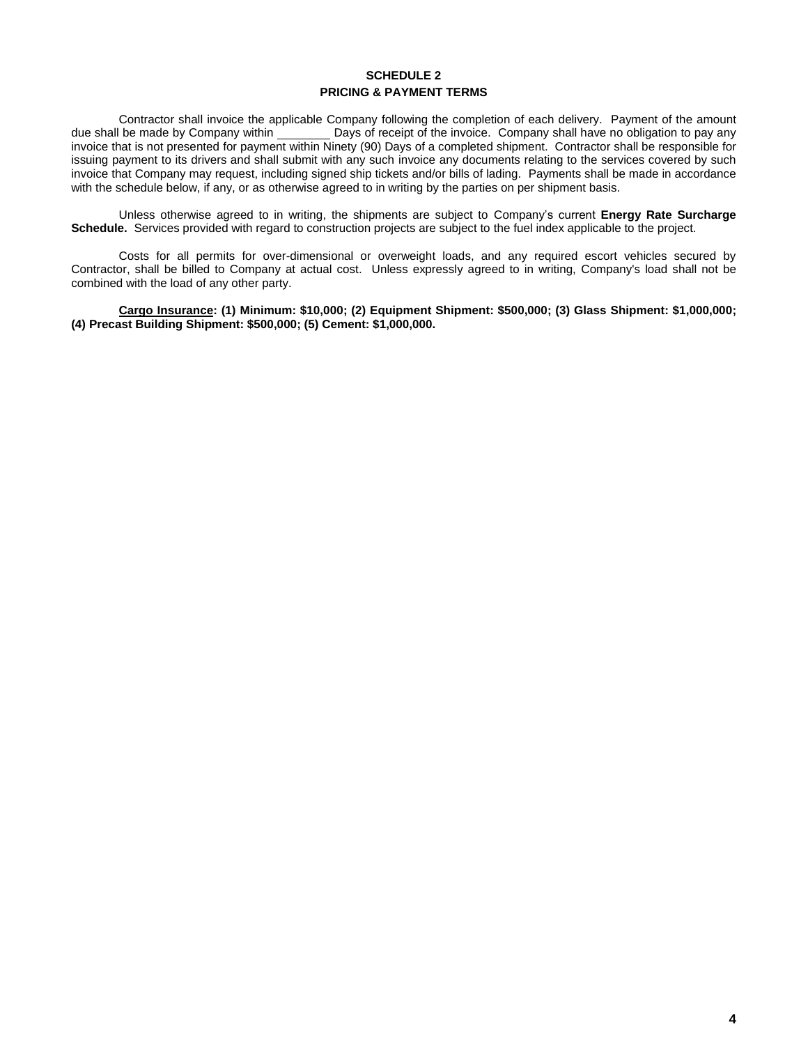# SCHEDULE 2
## PRICING & PAYMENT TERMS

Contractor shall invoice the applicable Company following the completion of each delivery. Payment of the amount due shall be made by Company within ________ Days of receipt of the invoice. Company shall have no obligation to pay any invoice that is not presented for payment within Ninety (90) Days of a completed shipment. Contractor shall be responsible for issuing payment to its drivers and shall submit with any such invoice any documents relating to the services covered by such invoice that Company may request, including signed ship tickets and/or bills of lading. Payments shall be made in accordance with the schedule below, if any, or as otherwise agreed to in writing by the parties on per shipment basis.

Unless otherwise agreed to in writing, the shipments are subject to Company's current **Energy Rate Surcharge Schedule.** Services provided with regard to construction projects are subject to the fuel index applicable to the project.

Costs for all permits for over-dimensional or overweight loads, and any required escort vehicles secured by Contractor, shall be billed to Company at actual cost. Unless expressly agreed to in writing, Company's load shall not be combined with the load of any other party.

**<u>Cargo Insurance</u>: (1) Minimum: $10,000; (2) Equipment Shipment: $500,000; (3) Glass Shipment: $1,000,000; (4) Precast Building Shipment: $500,000; (5) Cement: $1,000,000.**